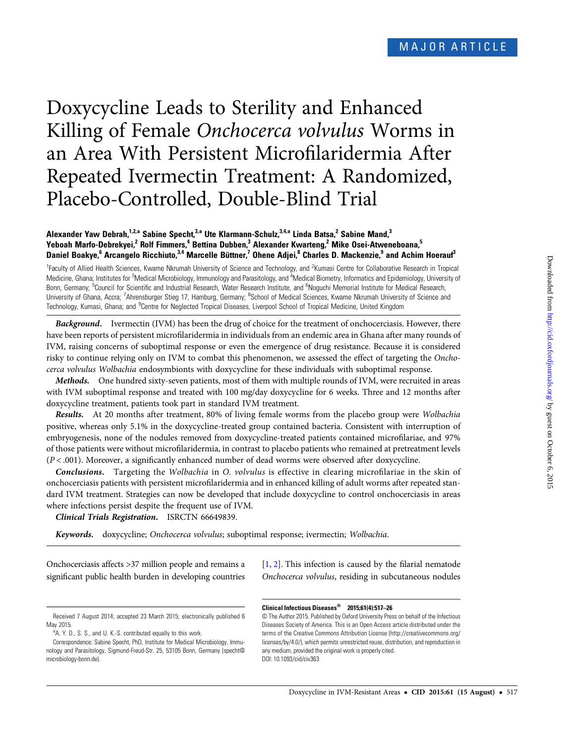MAJOR ARTICLE

# Doxycycline Leads to Sterility and Enhanced Killing of Female *Onchocerca volvulus* Worms in an Area With Persistent Microfilaridermia After Repeated Ivermectin Treatment: A Randomized, Placebo-Controlled, Double-Blind Trial

**Alexander Yaw Debrah,[1,2,a] Sabine Specht,[3,a] Ute Klarmann-Schulz,[3,4,a] Linda Batsa,[2] Sabine Mand,[3] Yeboah Marfo-Debrekyei,[2] Rolf Fimmers,[4] Bettina Dubben,[3] Alexander Kwarteng,[2] Mike Osei-Atweneboana,[5] Daniel Boakye,[6] Arcangelo Ricchiuto,[3,4] Marcelle Büttner,[7] Ohene Adjei,[8] Charles D. Mackenzie,[9] and Achim Hoerauf[3]**

[1]Faculty of Allied Health Sciences, Kwame Nkrumah University of Science and Technology, and [2]Kumasi Centre for Collaborative Research in Tropical Medicine, Ghana; Institutes for [3]Medical Microbiology, Immunology and Parasitology, and [4]Medical Biometry, Informatics and Epidemiology, University of Bonn, Germany; [5]Council for Scientific and Industrial Research, Water Research Institute, and [6]Noguchi Memorial Institute for Medical Research, University of Ghana, Accra; [7]Ahrensburger Stieg 17, Hamburg, Germany; [8]School of Medical Sciences, Kwame Nkrumah University of Science and Technology, Kumasi, Ghana; and [9]Centre for Neglected Tropical Diseases, Liverpool School of Tropical Medicine, United Kingdom

***Background.*** Ivermectin (IVM) has been the drug of choice for the treatment of onchocerciasis. However, there have been reports of persistent microfilaridermia in individuals from an endemic area in Ghana after many rounds of IVM, raising concerns of suboptimal response or even the emergence of drug resistance. Because it is considered risky to continue relying only on IVM to combat this phenomenon, we assessed the effect of targeting the *Onchocerca volvulus Wolbachia* endosymbionts with doxycycline for these individuals with suboptimal response.

***Methods.*** One hundred sixty-seven patients, most of them with multiple rounds of IVM, were recruited in areas with IVM suboptimal response and treated with 100 mg/day doxycycline for 6 weeks. Three and 12 months after doxycycline treatment, patients took part in standard IVM treatment.

***Results.*** At 20 months after treatment, 80% of living female worms from the placebo group were *Wolbachia* positive, whereas only 5.1% in the doxycycline-treated group contained bacteria. Consistent with interruption of embryogenesis, none of the nodules removed from doxycycline-treated patients contained microfilariae, and 97% of those patients were without microfilaridermia, in contrast to placebo patients who remained at pretreatment levels ($P < .001$). Moreover, a significantly enhanced number of dead worms were observed after doxycycline.

***Conclusions.*** Targeting the *Wolbachia* in *O. volvulus* is effective in clearing microfilariae in the skin of onchocerciasis patients with persistent microfilaridermia and in enhanced killing of adult worms after repeated standard IVM treatment. Strategies can now be developed that include doxycycline to control onchocerciasis in areas where infections persist despite the frequent use of IVM.

***Clinical Trials Registration.*** ISRCTN 66649839.

***Keywords.*** doxycycline; *Onchocerca volvulus*; suboptimal response; ivermectin; *Wolbachia*.

Onchocerciasis affects >37 million people and remains a significant public health burden in developing countries [1, 2]. This infection is caused by the filarial nematode *Onchocerca volvulus*, residing in subcutaneous nodules

Received 7 August 2014; accepted 23 March 2015; electronically published 6 May 2015.

[a]A. Y. D., S. S., and U. K.-S. contributed equally to this work.

Correspondence: Sabine Specht, PhD, Institute for Medical Microbiology, Immunology and Parasitology, Sigmund-Freud-Str. 25, 53105 Bonn, Germany (specht@microbiology-bonn.de).

**Clinical Infectious Diseases® 2015;61(4):517–26**

© The Author 2015. Published by Oxford University Press on behalf of the Infectious Diseases Society of America. This is an Open Access article distributed under the terms of the Creative Commons Attribution License (http://creativecommons.org/licenses/by/4.0/), which permits unrestricted reuse, distribution, and reproduction in any medium, provided the original work is properly cited.
DOI: 10.1093/cid/civ363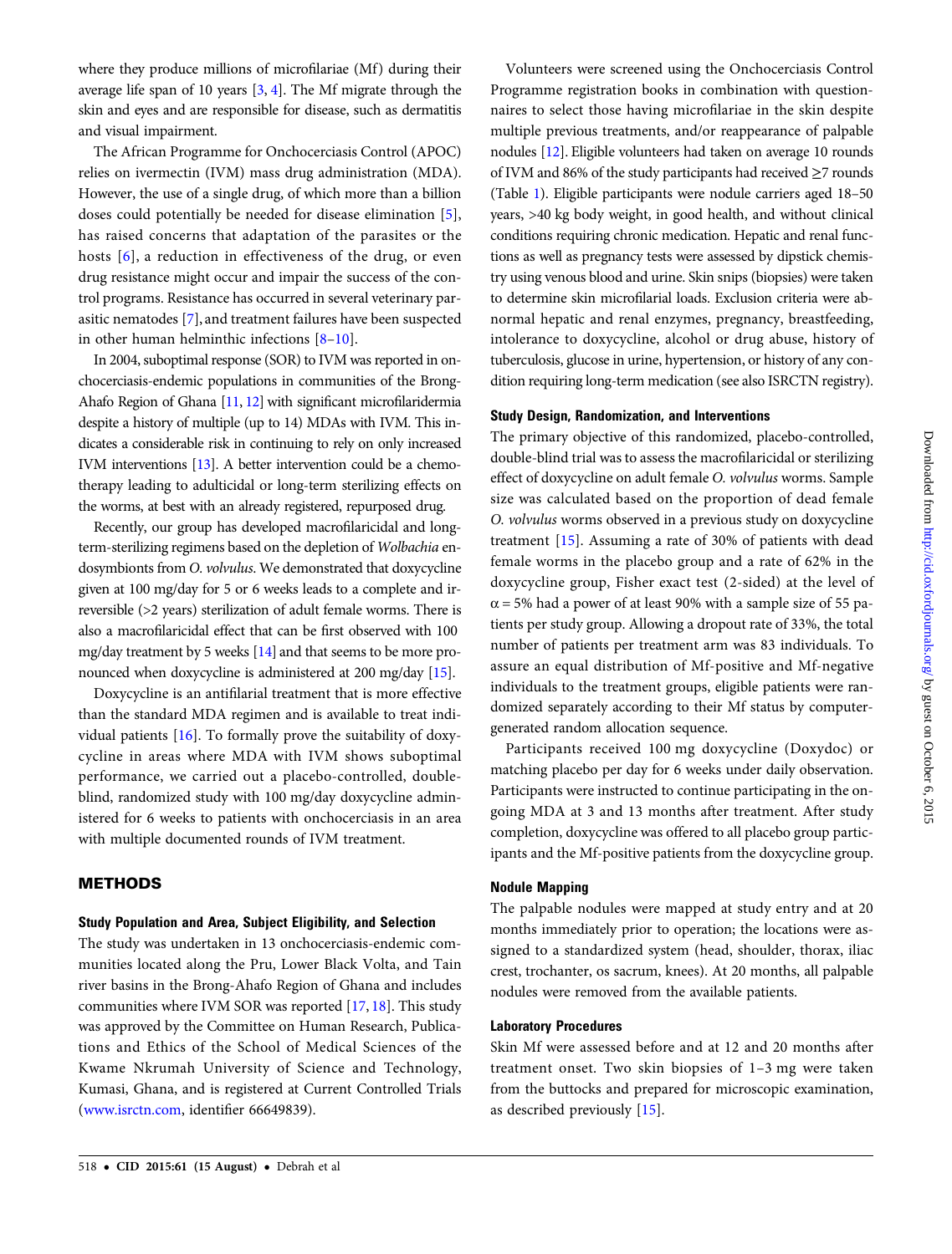where they produce millions of microfilariae (Mf) during their average life span of 10 years [3, 4]. The Mf migrate through the skin and eyes and are responsible for disease, such as dermatitis and visual impairment.

The African Programme for Onchocerciasis Control (APOC) relies on ivermectin (IVM) mass drug administration (MDA). However, the use of a single drug, of which more than a billion doses could potentially be needed for disease elimination [5], has raised concerns that adaptation of the parasites or the hosts [6], a reduction in effectiveness of the drug, or even drug resistance might occur and impair the success of the control programs. Resistance has occurred in several veterinary parasitic nematodes [7], and treatment failures have been suspected in other human helminthic infections [8–10].

In 2004, suboptimal response (SOR) to IVM was reported in onchocerciasis-endemic populations in communities of the Brong-Ahafo Region of Ghana [11, 12] with significant microfilaridermia despite a history of multiple (up to 14) MDAs with IVM. This indicates a considerable risk in continuing to rely on only increased IVM interventions [13]. A better intervention could be a chemotherapy leading to adulticidal or long-term sterilizing effects on the worms, at best with an already registered, repurposed drug.

Recently, our group has developed macrofilaricidal and long-term-sterilizing regimens based on the depletion of *Wolbachia* endosymbionts from *O. volvulus*. We demonstrated that doxycycline given at 100 mg/day for 5 or 6 weeks leads to a complete and irreversible (>2 years) sterilization of adult female worms. There is also a macrofilaricidal effect that can be first observed with 100 mg/day treatment by 5 weeks [14] and that seems to be more pronounced when doxycycline is administered at 200 mg/day [15].

Doxycycline is an antifilarial treatment that is more effective than the standard MDA regimen and is available to treat individual patients [16]. To formally prove the suitability of doxycycline in areas where MDA with IVM shows suboptimal performance, we carried out a placebo-controlled, double-blind, randomized study with 100 mg/day doxycycline administered for 6 weeks to patients with onchocerciasis in an area with multiple documented rounds of IVM treatment.

## METHODS

### Study Population and Area, Subject Eligibility, and Selection

The study was undertaken in 13 onchocerciasis-endemic communities located along the Pru, Lower Black Volta, and Tain river basins in the Brong-Ahafo Region of Ghana and includes communities where IVM SOR was reported [17, 18]. This study was approved by the Committee on Human Research, Publications and Ethics of the School of Medical Sciences of the Kwame Nkrumah University of Science and Technology, Kumasi, Ghana, and is registered at Current Controlled Trials (www.isrctn.com, identifier 66649839).

Volunteers were screened using the Onchocerciasis Control Programme registration books in combination with questionnaires to select those having microfilariae in the skin despite multiple previous treatments, and/or reappearance of palpable nodules [12]. Eligible volunteers had taken on average 10 rounds of IVM and 86% of the study participants had received ≥7 rounds (Table 1). Eligible participants were nodule carriers aged 18–50 years, >40 kg body weight, in good health, and without clinical conditions requiring chronic medication. Hepatic and renal functions as well as pregnancy tests were assessed by dipstick chemistry using venous blood and urine. Skin snips (biopsies) were taken to determine skin microfilarial loads. Exclusion criteria were abnormal hepatic and renal enzymes, pregnancy, breastfeeding, intolerance to doxycycline, alcohol or drug abuse, history of tuberculosis, glucose in urine, hypertension, or history of any condition requiring long-term medication (see also ISRCTN registry).

### Study Design, Randomization, and Interventions

The primary objective of this randomized, placebo-controlled, double-blind trial was to assess the macrofilaricidal or sterilizing effect of doxycycline on adult female *O. volvulus* worms. Sample size was calculated based on the proportion of dead female *O. volvulus* worms observed in a previous study on doxycycline treatment [15]. Assuming a rate of 30% of patients with dead female worms in the placebo group and a rate of 62% in the doxycycline group, Fisher exact test (2-sided) at the level of $\alpha = 5\%$ had a power of at least 90% with a sample size of 55 patients per study group. Allowing a dropout rate of 33%, the total number of patients per treatment arm was 83 individuals. To assure an equal distribution of Mf-positive and Mf-negative individuals to the treatment groups, eligible patients were randomized separately according to their Mf status by computer-generated random allocation sequence.

Participants received 100 mg doxycycline (Doxydoc) or matching placebo per day for 6 weeks under daily observation. Participants were instructed to continue participating in the ongoing MDA at 3 and 13 months after treatment. After study completion, doxycycline was offered to all placebo group participants and the Mf-positive patients from the doxycycline group.

### Nodule Mapping

The palpable nodules were mapped at study entry and at 20 months immediately prior to operation; the locations were assigned to a standardized system (head, shoulder, thorax, iliac crest, trochanter, os sacrum, knees). At 20 months, all palpable nodules were removed from the available patients.

### Laboratory Procedures

Skin Mf were assessed before and at 12 and 20 months after treatment onset. Two skin biopsies of 1–3 mg were taken from the buttocks and prepared for microscopic examination, as described previously [15].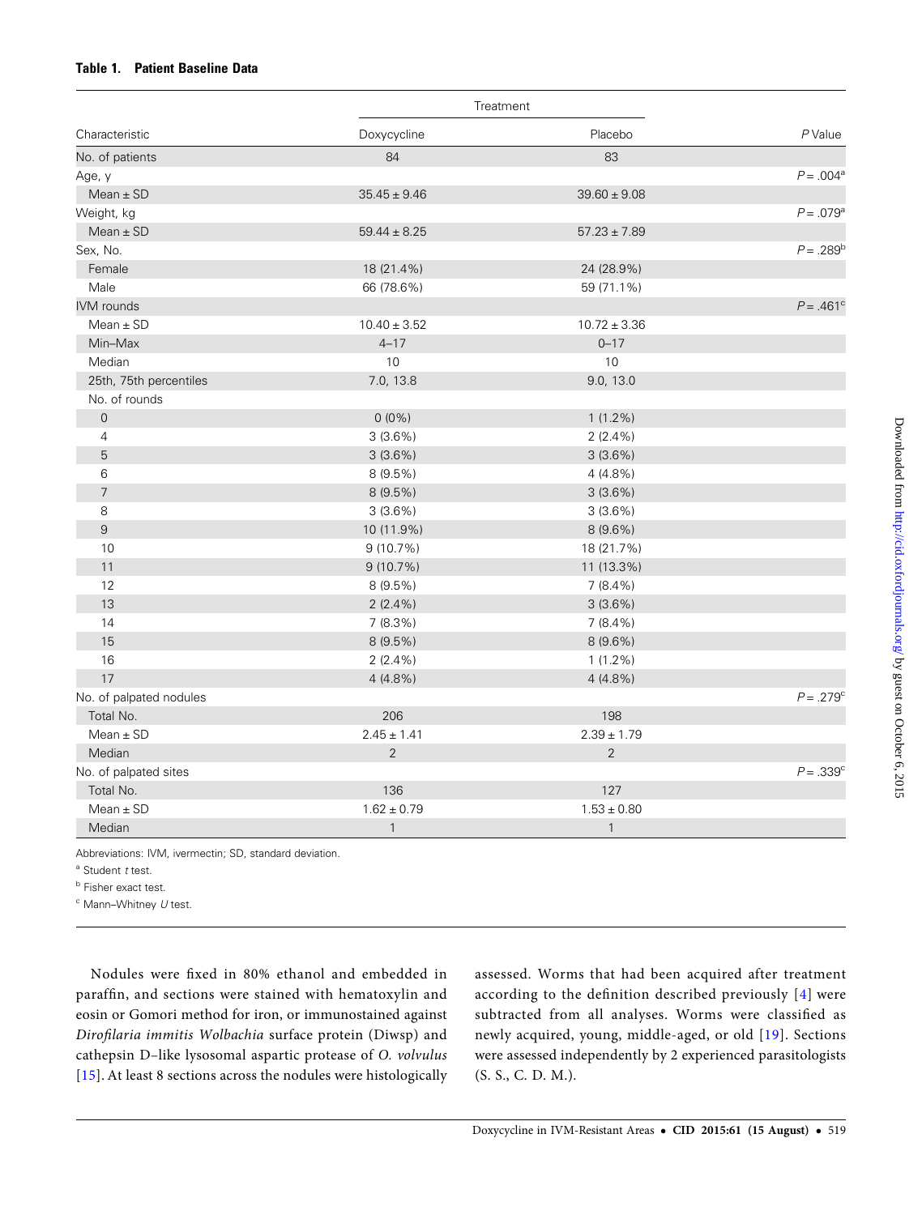**Table 1. Patient Baseline Data**

| Characteristic | Treatment | | P Value |
|---|---|---|---|
| | Doxycycline | Placebo | |
| No. of patients | 84 | 83 | |
| Age, y | | | $P = .004$[a] |
| Mean ± SD | 35.45 ± 9.46 | 39.60 ± 9.08 | |
| Weight, kg | | | $P = .079$[a] |
| Mean ± SD | 59.44 ± 8.25 | 57.23 ± 7.89 | |
| Sex, No. | | | $P = .289$[b] |
| Female | 18 (21.4%) | 24 (28.9%) | |
| Male | 66 (78.6%) | 59 (71.1%) | |
| IVM rounds | | | $P = .461$[c] |
| Mean ± SD | 10.40 ± 3.52 | 10.72 ± 3.36 | |
| Min–Max | 4–17 | 0–17 | |
| Median | 10 | 10 | |
| 25th, 75th percentiles | 7.0, 13.8 | 9.0, 13.0 | |
| No. of rounds | | | |
| 0 | 0 (0%) | 1 (1.2%) | |
| 4 | 3 (3.6%) | 2 (2.4%) | |
| 5 | 3 (3.6%) | 3 (3.6%) | |
| 6 | 8 (9.5%) | 4 (4.8%) | |
| 7 | 8 (9.5%) | 3 (3.6%) | |
| 8 | 3 (3.6%) | 3 (3.6%) | |
| 9 | 10 (11.9%) | 8 (9.6%) | |
| 10 | 9 (10.7%) | 18 (21.7%) | |
| 11 | 9 (10.7%) | 11 (13.3%) | |
| 12 | 8 (9.5%) | 7 (8.4%) | |
| 13 | 2 (2.4%) | 3 (3.6%) | |
| 14 | 7 (8.3%) | 7 (8.4%) | |
| 15 | 8 (9.5%) | 8 (9.6%) | |
| 16 | 2 (2.4%) | 1 (1.2%) | |
| 17 | 4 (4.8%) | 4 (4.8%) | |
| No. of palpated nodules | | | $P = .279$[c] |
| Total No. | 206 | 198 | |
| Mean ± SD | 2.45 ± 1.41 | 2.39 ± 1.79 | |
| Median | 2 | 2 | |
| No. of palpated sites | | | $P = .339$[c] |
| Total No. | 136 | 127 | |
| Mean ± SD | 1.62 ± 0.79 | 1.53 ± 0.80 | |
| Median | 1 | 1 | |

Abbreviations: IVM, ivermectin; SD, standard deviation.

[a] Student *t* test.

[b] Fisher exact test.

[c] Mann–Whitney *U* test.

Nodules were fixed in 80% ethanol and embedded in paraffin, and sections were stained with hematoxylin and eosin or Gomori method for iron, or immunostained against *Dirofilaria immitis Wolbachia* surface protein (Diwsp) and cathepsin D–like lysosomal aspartic protease of *O. volvulus* [15]. At least 8 sections across the nodules were histologically assessed. Worms that had been acquired after treatment according to the definition described previously [4] were subtracted from all analyses. Worms were classified as newly acquired, young, middle-aged, or old [19]. Sections were assessed independently by 2 experienced parasitologists (S. S., C. D. M.).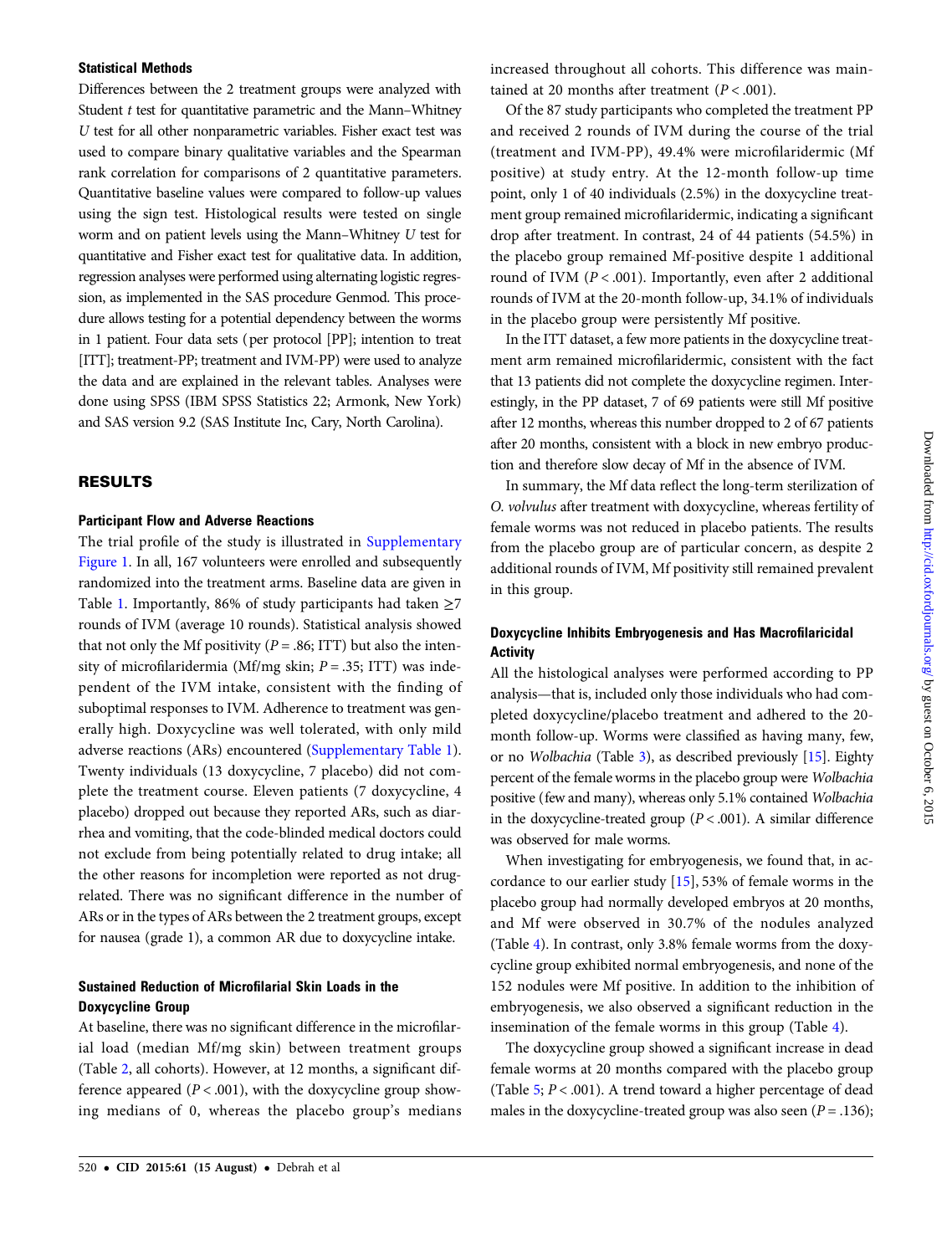### Statistical Methods

Differences between the 2 treatment groups were analyzed with Student *t* test for quantitative parametric and the Mann–Whitney *U* test for all other nonparametric variables. Fisher exact test was used to compare binary qualitative variables and the Spearman rank correlation for comparisons of 2 quantitative parameters. Quantitative baseline values were compared to follow-up values using the sign test. Histological results were tested on single worm and on patient levels using the Mann–Whitney *U* test for quantitative and Fisher exact test for qualitative data. In addition, regression analyses were performed using alternating logistic regression, as implemented in the SAS procedure Genmod. This procedure allows testing for a potential dependency between the worms in 1 patient. Four data sets (per protocol [PP]; intention to treat [ITT]; treatment-PP; treatment and IVM-PP) were used to analyze the data and are explained in the relevant tables. Analyses were done using SPSS (IBM SPSS Statistics 22; Armonk, New York) and SAS version 9.2 (SAS Institute Inc, Cary, North Carolina).

## RESULTS

### Participant Flow and Adverse Reactions

The trial profile of the study is illustrated in Supplementary Figure 1. In all, 167 volunteers were enrolled and subsequently randomized into the treatment arms. Baseline data are given in Table 1. Importantly, 86% of study participants had taken ≥7 rounds of IVM (average 10 rounds). Statistical analysis showed that not only the Mf positivity ($P = .86$; ITT) but also the intensity of microfilaridermia (Mf/mg skin; $P = .35$; ITT) was independent of the IVM intake, consistent with the finding of suboptimal responses to IVM. Adherence to treatment was generally high. Doxycycline was well tolerated, with only mild adverse reactions (ARs) encountered (Supplementary Table 1). Twenty individuals (13 doxycycline, 7 placebo) did not complete the treatment course. Eleven patients (7 doxycycline, 4 placebo) dropped out because they reported ARs, such as diarrhea and vomiting, that the code-blinded medical doctors could not exclude from being potentially related to drug intake; all the other reasons for incompletion were reported as not drug-related. There was no significant difference in the number of ARs or in the types of ARs between the 2 treatment groups, except for nausea (grade 1), a common AR due to doxycycline intake.

### Sustained Reduction of Microfilarial Skin Loads in the Doxycycline Group

At baseline, there was no significant difference in the microfilarial load (median Mf/mg skin) between treatment groups (Table 2, all cohorts). However, at 12 months, a significant difference appeared ($P < .001$), with the doxycycline group showing medians of 0, whereas the placebo group's medians increased throughout all cohorts. This difference was maintained at 20 months after treatment ($P < .001$).

Of the 87 study participants who completed the treatment PP and received 2 rounds of IVM during the course of the trial (treatment and IVM-PP), 49.4% were microfilaridermic (Mf positive) at study entry. At the 12-month follow-up time point, only 1 of 40 individuals (2.5%) in the doxycycline treatment group remained microfilaridermic, indicating a significant drop after treatment. In contrast, 24 of 44 patients (54.5%) in the placebo group remained Mf-positive despite 1 additional round of IVM ($P < .001$). Importantly, even after 2 additional rounds of IVM at the 20-month follow-up, 34.1% of individuals in the placebo group were persistently Mf positive.

In the ITT dataset, a few more patients in the doxycycline treatment arm remained microfilaridermic, consistent with the fact that 13 patients did not complete the doxycycline regimen. Interestingly, in the PP dataset, 7 of 69 patients were still Mf positive after 12 months, whereas this number dropped to 2 of 67 patients after 20 months, consistent with a block in new embryo production and therefore slow decay of Mf in the absence of IVM.

In summary, the Mf data reflect the long-term sterilization of *O. volvulus* after treatment with doxycycline, whereas fertility of female worms was not reduced in placebo patients. The results from the placebo group are of particular concern, as despite 2 additional rounds of IVM, Mf positivity still remained prevalent in this group.

### Doxycycline Inhibits Embryogenesis and Has Macrofilaricidal Activity

All the histological analyses were performed according to PP analysis—that is, included only those individuals who had completed doxycycline/placebo treatment and adhered to the 20-month follow-up. Worms were classified as having many, few, or no *Wolbachia* (Table 3), as described previously [15]. Eighty percent of the female worms in the placebo group were *Wolbachia* positive (few and many), whereas only 5.1% contained *Wolbachia* in the doxycycline-treated group ($P < .001$). A similar difference was observed for male worms.

When investigating for embryogenesis, we found that, in accordance to our earlier study [15], 53% of female worms in the placebo group had normally developed embryos at 20 months, and Mf were observed in 30.7% of the nodules analyzed (Table 4). In contrast, only 3.8% female worms from the doxycycline group exhibited normal embryogenesis, and none of the 152 nodules were Mf positive. In addition to the inhibition of embryogenesis, we also observed a significant reduction in the insemination of the female worms in this group (Table 4).

The doxycycline group showed a significant increase in dead female worms at 20 months compared with the placebo group (Table 5; $P < .001$). A trend toward a higher percentage of dead males in the doxycycline-treated group was also seen ($P = .136$);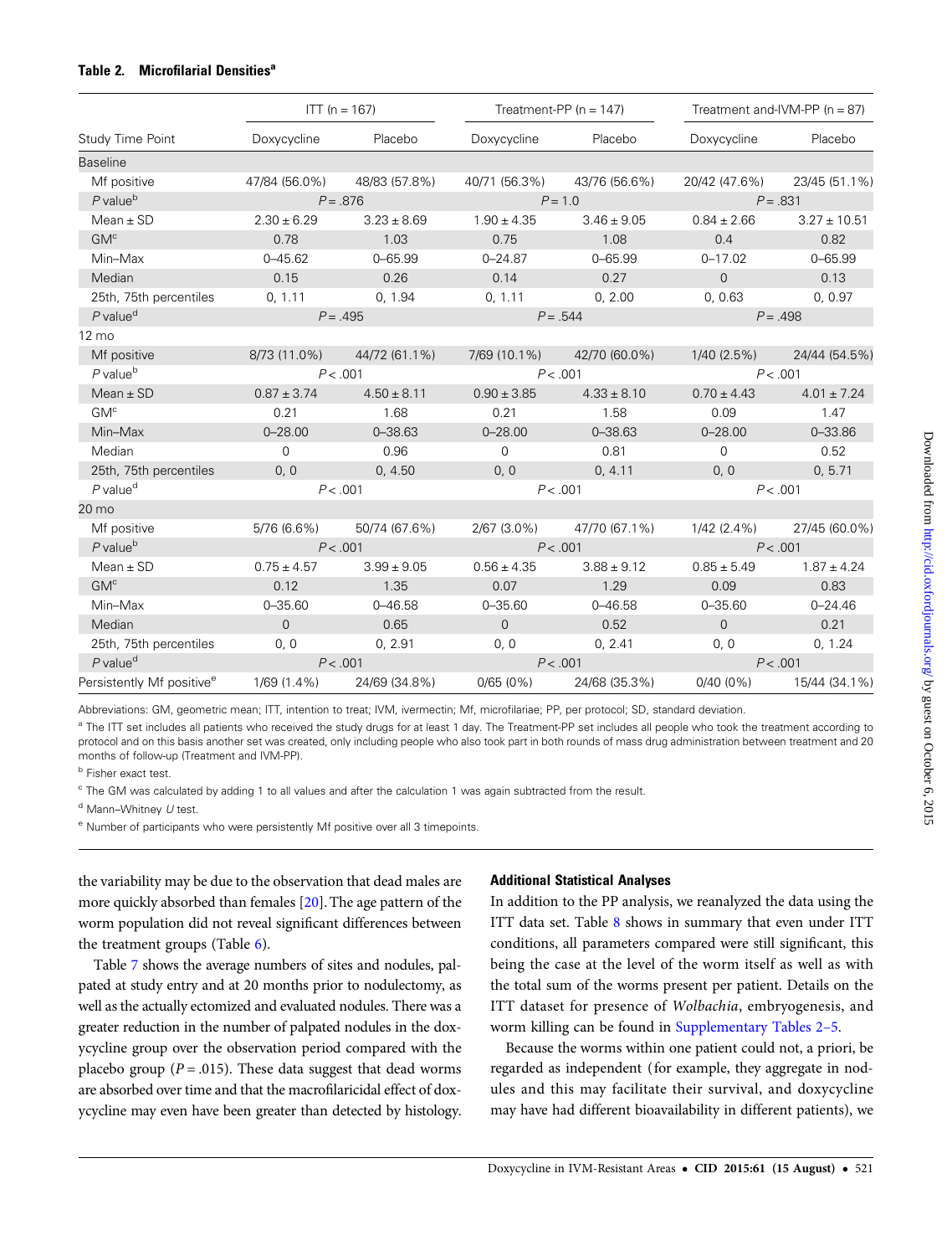**Table 2. Microfilarial Densities[a]**

| Study Time Point | ITT (n = 167) | | Treatment-PP (n = 147) | | Treatment and-IVM-PP (n = 87) | |
|---|---|---|---|---|---|---|
| | Doxycycline | Placebo | Doxycycline | Placebo | Doxycycline | Placebo |
| Baseline | | | | | | |
| Mf positive | 47/84 (56.0%) | 48/83 (57.8%) | 40/71 (56.3%) | 43/76 (56.6%) | 20/42 (47.6%) | 23/45 (51.1%) |
| *P* value[b] | *P* = .876 | | *P* = 1.0 | | *P* = .831 | |
| Mean ± SD | 2.30 ± 6.29 | 3.23 ± 8.69 | 1.90 ± 4.35 | 3.46 ± 9.05 | 0.84 ± 2.66 | 3.27 ± 10.51 |
| GM[c] | 0.78 | 1.03 | 0.75 | 1.08 | 0.4 | 0.82 |
| Min–Max | 0–45.62 | 0–65.99 | 0–24.87 | 0–65.99 | 0–17.02 | 0–65.99 |
| Median | 0.15 | 0.26 | 0.14 | 0.27 | 0 | 0.13 |
| 25th, 75th percentiles | 0, 1.11 | 0, 1.94 | 0, 1.11 | 0, 2.00 | 0, 0.63 | 0, 0.97 |
| *P* value[d] | *P* = .495 | | *P* = .544 | | *P* = .498 | |
| 12 mo | | | | | | |
| Mf positive | 8/73 (11.0%) | 44/72 (61.1%) | 7/69 (10.1%) | 42/70 (60.0%) | 1/40 (2.5%) | 24/44 (54.5%) |
| *P* value[b] | *P* < .001 | | *P* < .001 | | *P* < .001 | |
| Mean ± SD | 0.87 ± 3.74 | 4.50 ± 8.11 | 0.90 ± 3.85 | 4.33 ± 8.10 | 0.70 ± 4.43 | 4.01 ± 7.24 |
| GM[c] | 0.21 | 1.68 | 0.21 | 1.58 | 0.09 | 1.47 |
| Min–Max | 0–28.00 | 0–38.63 | 0–28.00 | 0–38.63 | 0–28.00 | 0–33.86 |
| Median | 0 | 0.96 | 0 | 0.81 | 0 | 0.52 |
| 25th, 75th percentiles | 0, 0 | 0, 4.50 | 0, 0 | 0, 4.11 | 0, 0 | 0, 5.71 |
| *P* value[d] | *P* < .001 | | *P* < .001 | | *P* < .001 | |
| 20 mo | | | | | | |
| Mf positive | 5/76 (6.6%) | 50/74 (67.6%) | 2/67 (3.0%) | 47/70 (67.1%) | 1/42 (2.4%) | 27/45 (60.0%) |
| *P* value[b] | *P* < .001 | | *P* < .001 | | *P* < .001 | |
| Mean ± SD | 0.75 ± 4.57 | 3.99 ± 9.05 | 0.56 ± 4.35 | 3.88 ± 9.12 | 0.85 ± 5.49 | 1.87 ± 4.24 |
| GM[c] | 0.12 | 1.35 | 0.07 | 1.29 | 0.09 | 0.83 |
| Min–Max | 0–35.60 | 0–46.58 | 0–35.60 | 0–46.58 | 0–35.60 | 0–24.46 |
| Median | 0 | 0.65 | 0 | 0.52 | 0 | 0.21 |
| 25th, 75th percentiles | 0, 0 | 0, 2.91 | 0, 0 | 0, 2.41 | 0, 0 | 0, 1.24 |
| *P* value[d] | *P* < .001 | | *P* < .001 | | *P* < .001 | |
| Persistently Mf positive[e] | 1/69 (1.4%) | 24/69 (34.8%) | 0/65 (0%) | 24/68 (35.3%) | 0/40 (0%) | 15/44 (34.1%) |

Abbreviations: GM, geometric mean; ITT, intention to treat; IVM, ivermectin; Mf, microfilariae; PP, per protocol; SD, standard deviation.

[a] The ITT set includes all patients who received the study drugs for at least 1 day. The Treatment-PP set includes all people who took the treatment according to protocol and on this basis another set was created, only including people who also took part in both rounds of mass drug administration between treatment and 20 months of follow-up (Treatment and IVM-PP).

[b] Fisher exact test.

[c] The GM was calculated by adding 1 to all values and after the calculation 1 was again subtracted from the result.

[d] Mann–Whitney *U* test.

[e] Number of participants who were persistently Mf positive over all 3 timepoints.

the variability may be due to the observation that dead males are more quickly absorbed than females [20]. The age pattern of the worm population did not reveal significant differences between the treatment groups (Table 6).

Table 7 shows the average numbers of sites and nodules, palpated at study entry and at 20 months prior to nodulectomy, as well as the actually ectomized and evaluated nodules. There was a greater reduction in the number of palpated nodules in the doxycycline group over the observation period compared with the placebo group ($P = .015$). These data suggest that dead worms are absorbed over time and that the macrofilaricidal effect of doxycycline may even have been greater than detected by histology.

### Additional Statistical Analyses

In addition to the PP analysis, we reanalyzed the data using the ITT data set. Table 8 shows in summary that even under ITT conditions, all parameters compared were still significant, this being the case at the level of the worm itself as well as with the total sum of the worms present per patient. Details on the ITT dataset for presence of *Wolbachia*, embryogenesis, and worm killing can be found in Supplementary Tables 2–5.

Because the worms within one patient could not, a priori, be regarded as independent (for example, they aggregate in nodules and this may facilitate their survival, and doxycycline may have had different bioavailability in different patients), we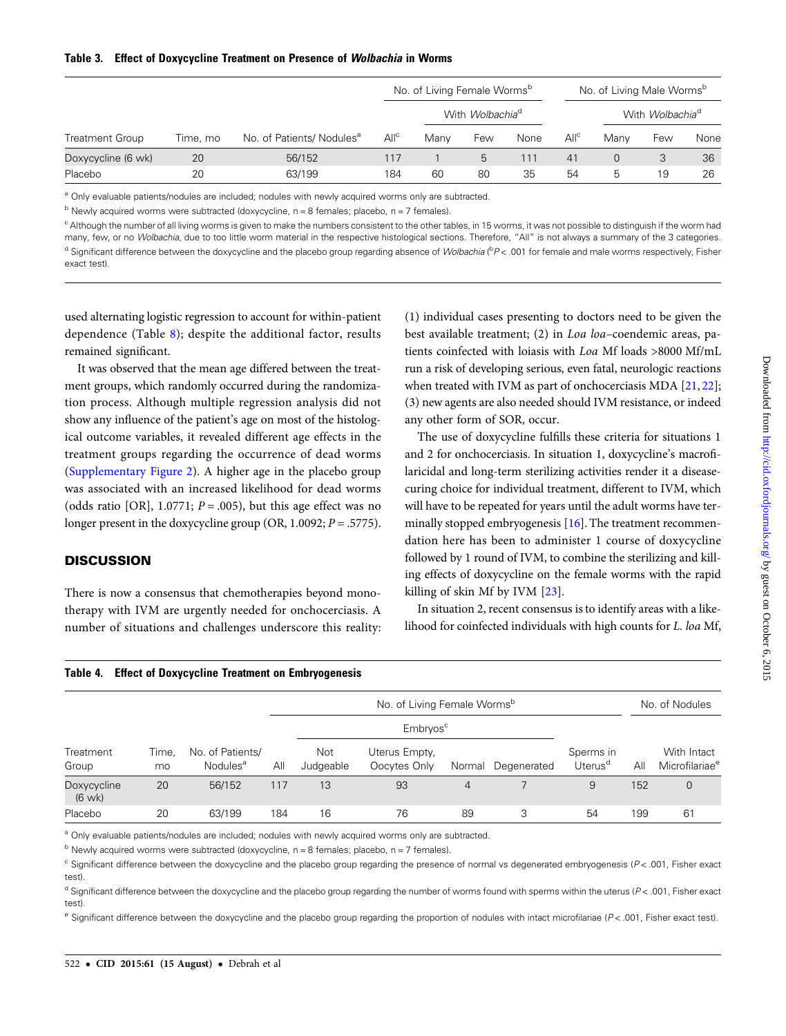**Table 3. Effect of Doxycycline Treatment on Presence of *Wolbachia* in Worms**

| Treatment Group | Time, mo | No. of Patients/ Nodules[a] | No. of Living Female Worms[b] | | | | No. of Living Male Worms[b] | | | |
|---|---|---|---|---|---|---|---|---|---|---|
| | | | | With *Wolbachia*[d] | | | | With *Wolbachia*[d] | | |
| | | | All[c] | Many | Few | None | All[c] | Many | Few | None |
| Doxycycline (6 wk) | 20 | 56/152 | 117 | 1 | 5 | 111 | 41 | 0 | 3 | 36 |
| Placebo | 20 | 63/199 | 184 | 60 | 80 | 35 | 54 | 5 | 19 | 26 |

[a] Only evaluable patients/nodules are included; nodules with newly acquired worms only are subtracted.

[b] Newly acquired worms were subtracted (doxycycline, n = 8 females; placebo, n = 7 females).

[c] Although the number of all living worms is given to make the numbers consistent to the other tables, in 15 worms, it was not possible to distinguish if the worm had many, few, or no *Wolbachia*, due to too little worm material in the respective histological sections. Therefore, "All" is not always a summary of the 3 categories.

[d] Significant difference between the doxycycline and the placebo group regarding absence of *Wolbachia* ([b]$P < .001$ for female and male worms respectively, Fisher exact test).

used alternating logistic regression to account for within-patient dependence (Table 8); despite the additional factor, results remained significant.

It was observed that the mean age differed between the treatment groups, which randomly occurred during the randomization process. Although multiple regression analysis did not show any influence of the patient's age on most of the histological outcome variables, it revealed different age effects in the treatment groups regarding the occurrence of dead worms (Supplementary Figure 2). A higher age in the placebo group was associated with an increased likelihood for dead worms (odds ratio [OR], 1.0771; $P = .005$), but this age effect was no longer present in the doxycycline group (OR, 1.0092; $P = .5775$).

## DISCUSSION

There is now a consensus that chemotherapies beyond monotherapy with IVM are urgently needed for onchocerciasis. A number of situations and challenges underscore this reality: (1) individual cases presenting to doctors need to be given the best available treatment; (2) in *Loa loa*–coendemic areas, patients coinfected with loiasis with *Loa* Mf loads >8000 Mf/mL run a risk of developing serious, even fatal, neurologic reactions when treated with IVM as part of onchocerciasis MDA [21, 22]; (3) new agents are also needed should IVM resistance, or indeed any other form of SOR, occur.

The use of doxycycline fulfills these criteria for situations 1 and 2 for onchocerciasis. In situation 1, doxycycline's macrofilaricidal and long-term sterilizing activities render it a disease-curing choice for individual treatment, different to IVM, which will have to be repeated for years until the adult worms have terminally stopped embryogenesis [16]. The treatment recommendation here has been to administer 1 course of doxycycline followed by 1 round of IVM, to combine the sterilizing and killing effects of doxycycline on the female worms with the rapid killing of skin Mf by IVM [23].

In situation 2, recent consensus is to identify areas with a likelihood for coinfected individuals with high counts for *L. loa* Mf,

**Table 4. Effect of Doxycycline Treatment on Embryogenesis**

| Treatment Group | Time, mo | No. of Patients/ Nodules[a] | No. of Living Female Worms[b] | | | | | | No. of Nodules | |
|---|---|---|---|---|---|---|---|---|---|---|
| | | | | Embryos[c] | | | | | | |
| | | | All | Not Judgeable | Uterus Empty, Oocytes Only | Normal | Degenerated | Sperms in Uterus[d] | All | With Intact Microfilariae[e] |
| Doxycycline (6 wk) | 20 | 56/152 | 117 | 13 | 93 | 4 | 7 | 9 | 152 | 0 |
| Placebo | 20 | 63/199 | 184 | 16 | 76 | 89 | 3 | 54 | 199 | 61 |

[a] Only evaluable patients/nodules are included; nodules with newly acquired worms only are subtracted.

[b] Newly acquired worms were subtracted (doxycycline, n = 8 females; placebo, n = 7 females).

[c] Significant difference between the doxycycline and the placebo group regarding the presence of normal vs degenerated embryogenesis ($P < .001$, Fisher exact test).

[d] Significant difference between the doxycycline and the placebo group regarding the number of worms found with sperms within the uterus ($P < .001$, Fisher exact test).

[e] Significant difference between the doxycycline and the placebo group regarding the proportion of nodules with intact microfilariae ($P < .001$, Fisher exact test).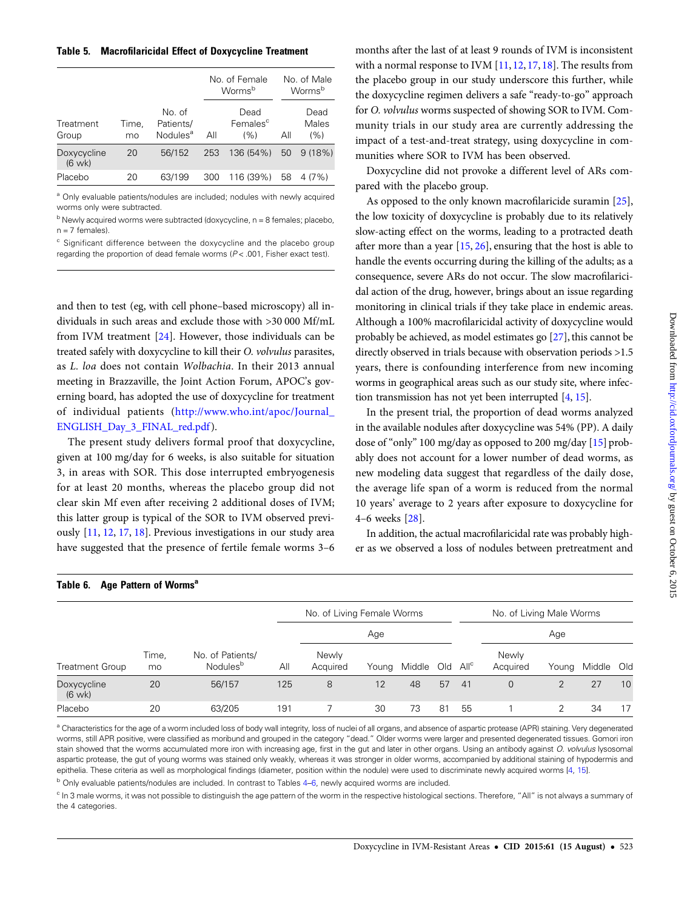**Table 5. Macrofilaricidal Effect of Doxycycline Treatment**

| Treatment Group | Time, mo | No. of Patients/ Nodules[a] | No. of Female Worms[b] | | No. of Male Worms[b] | |
|---|---|---|---|---|---|---|
| | | | All | Dead Females[c] (%) | All | Dead Males (%) |
| Doxycycline (6 wk) | 20 | 56/152 | 253 | 136 (54%) | 50 | 9 (18%) |
| Placebo | 20 | 63/199 | 300 | 116 (39%) | 58 | 4 (7%) |

[a] Only evaluable patients/nodules are included; nodules with newly acquired worms only were subtracted.

[b] Newly acquired worms were subtracted (doxycycline, n = 8 females; placebo, n = 7 females).

[c] Significant difference between the doxycycline and the placebo group regarding the proportion of dead female worms ($P < .001$, Fisher exact test).

and then to test (eg, with cell phone–based microscopy) all individuals in such areas and exclude those with >30 000 Mf/mL from IVM treatment [24]. However, those individuals can be treated safely with doxycycline to kill their *O. volvulus* parasites, as *L. loa* does not contain *Wolbachia*. In their 2013 annual meeting in Brazzaville, the Joint Action Forum, APOC's governing board, has adopted the use of doxycycline for treatment of individual patients (http://www.who.int/apoc/Journal_ENGLISH_Day_3_FINAL_red.pdf).

The present study delivers formal proof that doxycycline, given at 100 mg/day for 6 weeks, is also suitable for situation 3, in areas with SOR. This dose interrupted embryogenesis for at least 20 months, whereas the placebo group did not clear skin Mf even after receiving 2 additional doses of IVM; this latter group is typical of the SOR to IVM observed previously [11, 12, 17, 18]. Previous investigations in our study area have suggested that the presence of fertile female worms 3–6 months after the last of at least 9 rounds of IVM is inconsistent with a normal response to IVM [11, 12, 17, 18]. The results from the placebo group in our study underscore this further, while the doxycycline regimen delivers a safe "ready-to-go" approach for *O. volvulus* worms suspected of showing SOR to IVM. Community trials in our study area are currently addressing the impact of a test-and-treat strategy, using doxycycline in communities where SOR to IVM has been observed.

Doxycycline did not provoke a different level of ARs compared with the placebo group.

As opposed to the only known macrofilaricide suramin [25], the low toxicity of doxycycline is probably due to its relatively slow-acting effect on the worms, leading to a protracted death after more than a year [15, 26], ensuring that the host is able to handle the events occurring during the killing of the adults; as a consequence, severe ARs do not occur. The slow macrofilaricidal action of the drug, however, brings about an issue regarding monitoring in clinical trials if they take place in endemic areas. Although a 100% macrofilaricidal activity of doxycycline would probably be achieved, as model estimates go [27], this cannot be directly observed in trials because with observation periods >1.5 years, there is confounding interference from new incoming worms in geographical areas such as our study site, where infection transmission has not yet been interrupted [4, 15].

In the present trial, the proportion of dead worms analyzed in the available nodules after doxycycline was 54% (PP). A daily dose of "only" 100 mg/day as opposed to 200 mg/day [15] probably does not account for a lower number of dead worms, as new modeling data suggest that regardless of the daily dose, the average life span of a worm is reduced from the normal 10 years' average to 2 years after exposure to doxycycline for 4–6 weeks [28].

In addition, the actual macrofilaricidal rate was probably higher as we observed a loss of nodules between pretreatment and

**Table 6. Age Pattern of Worms[a]**

| Treatment Group | Time, mo | No. of Patients/ Nodules[b] | No. of Living Female Worms | | | | | No. of Living Male Worms | | | | |
|---|---|---|---|---|---|---|---|---|---|---|---|---|
| | | | | Age | | | | | Age | | | |
| | | | All | Newly Acquired | Young | Middle | Old | All[c] | Newly Acquired | Young | Middle | Old |
| Doxycycline (6 wk) | 20 | 56/157 | 125 | 8 | 12 | 48 | 57 | 41 | 0 | 2 | 27 | 10 |
| Placebo | 20 | 63/205 | 191 | 7 | 30 | 73 | 81 | 55 | 1 | 2 | 34 | 17 |

[a] Characteristics for the age of a worm included loss of body wall integrity, loss of nuclei of all organs, and absence of aspartic protease (APR) staining. Very degenerated worms, still APR positive, were classified as moribund and grouped in the category "dead." Older worms were larger and presented degenerated tissues. Gomori iron stain showed that the worms accumulated more iron with increasing age, first in the gut and later in other organs. Using an antibody against *O. volvulus* lysosomal aspartic protease, the gut of young worms was stained only weakly, whereas it was stronger in older worms, accompanied by additional staining of hypodermis and epithelia. These criteria as well as morphological findings (diameter, position within the nodule) were used to discriminate newly acquired worms [4, 15].

[b] Only evaluable patients/nodules are included. In contrast to Tables 4–6, newly acquired worms are included.

[c] In 3 male worms, it was not possible to distinguish the age pattern of the worm in the respective histological sections. Therefore, "All" is not always a summary of the 4 categories.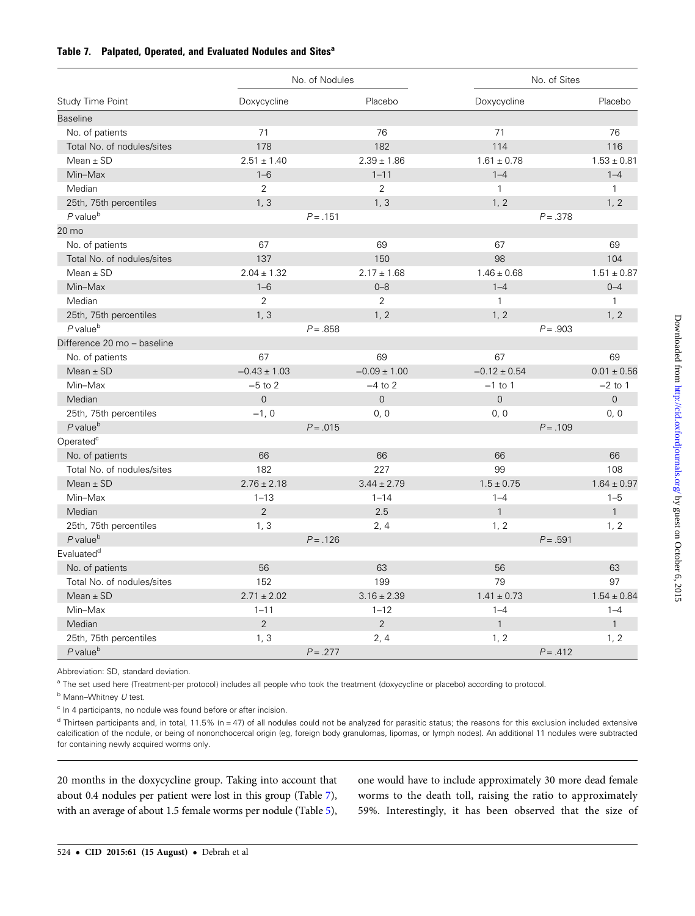**Table 7. Palpated, Operated, and Evaluated Nodules and Sites[a]**

| Study Time Point | No. of Nodules | | No. of Sites | |
|---|---|---|---|---|
| | Doxycycline | Placebo | Doxycycline | Placebo |
| Baseline | | | | |
| No. of patients | 71 | 76 | 71 | 76 |
| Total No. of nodules/sites | 178 | 182 | 114 | 116 |
| Mean ± SD | 2.51 ± 1.40 | 2.39 ± 1.86 | 1.61 ± 0.78 | 1.53 ± 0.81 |
| Min–Max | 1–6 | 1–11 | 1–4 | 1–4 |
| Median | 2 | 2 | 1 | 1 |
| 25th, 75th percentiles | 1, 3 | 1, 3 | 1, 2 | 1, 2 |
| *P* value[b] | *P* = .151 | | *P* = .378 | |
| 20 mo | | | | |
| No. of patients | 67 | 69 | 67 | 69 |
| Total No. of nodules/sites | 137 | 150 | 98 | 104 |
| Mean ± SD | 2.04 ± 1.32 | 2.17 ± 1.68 | 1.46 ± 0.68 | 1.51 ± 0.87 |
| Min–Max | 1–6 | 0–8 | 1–4 | 0–4 |
| Median | 2 | 2 | 1 | 1 |
| 25th, 75th percentiles | 1, 3 | 1, 2 | 1, 2 | 1, 2 |
| *P* value[b] | *P* = .858 | | *P* = .903 | |
| Difference 20 mo – baseline | | | | |
| No. of patients | 67 | 69 | 67 | 69 |
| Mean ± SD | −0.43 ± 1.03 | −0.09 ± 1.00 | −0.12 ± 0.54 | 0.01 ± 0.56 |
| Min–Max | −5 to 2 | −4 to 2 | −1 to 1 | −2 to 1 |
| Median | 0 | 0 | 0 | 0 |
| 25th, 75th percentiles | −1, 0 | 0, 0 | 0, 0 | 0, 0 |
| *P* value[b] | *P* = .015 | | *P* = .109 | |
| Operated[c] | | | | |
| No. of patients | 66 | 66 | 66 | 66 |
| Total No. of nodules/sites | 182 | 227 | 99 | 108 |
| Mean ± SD | 2.76 ± 2.18 | 3.44 ± 2.79 | 1.5 ± 0.75 | 1.64 ± 0.97 |
| Min–Max | 1–13 | 1–14 | 1–4 | 1–5 |
| Median | 2 | 2.5 | 1 | 1 |
| 25th, 75th percentiles | 1, 3 | 2, 4 | 1, 2 | 1, 2 |
| *P* value[b] | *P* = .126 | | *P* = .591 | |
| Evaluated[d] | | | | |
| No. of patients | 56 | 63 | 56 | 63 |
| Total No. of nodules/sites | 152 | 199 | 79 | 97 |
| Mean ± SD | 2.71 ± 2.02 | 3.16 ± 2.39 | 1.41 ± 0.73 | 1.54 ± 0.84 |
| Min–Max | 1–11 | 1–12 | 1–4 | 1–4 |
| Median | 2 | 2 | 1 | 1 |
| 25th, 75th percentiles | 1, 3 | 2, 4 | 1, 2 | 1, 2 |
| *P* value[b] | *P* = .277 | | *P* = .412 | |

Abbreviation: SD, standard deviation.

[a] The set used here (Treatment-per protocol) includes all people who took the treatment (doxycycline or placebo) according to protocol.

[b] Mann–Whitney *U* test.

[c] In 4 participants, no nodule was found before or after incision.

[d] Thirteen participants and, in total, 11.5% (n = 47) of all nodules could not be analyzed for parasitic status; the reasons for this exclusion included extensive calcification of the nodule, or being of nononchocercal origin (eg, foreign body granulomas, lipomas, or lymph nodes). An additional 11 nodules were subtracted for containing newly acquired worms only.

20 months in the doxycycline group. Taking into account that about 0.4 nodules per patient were lost in this group (Table 7), with an average of about 1.5 female worms per nodule (Table 5), one would have to include approximately 30 more dead female worms to the death toll, raising the ratio to approximately 59%. Interestingly, it has been observed that the size of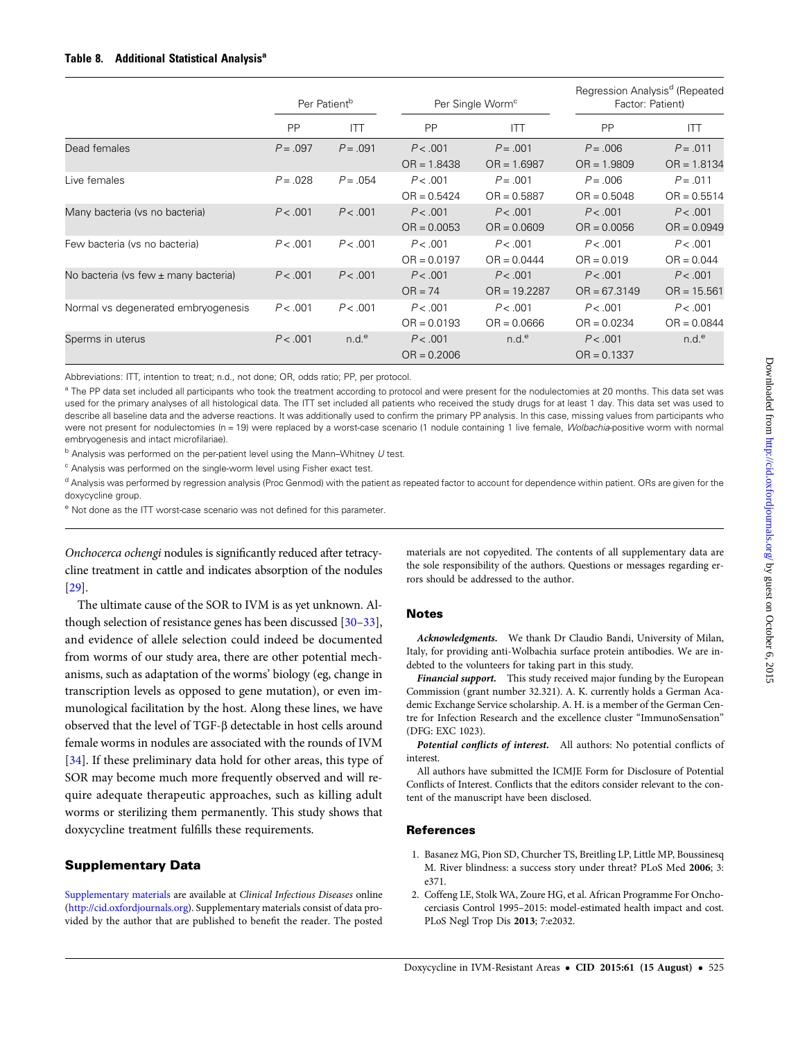**Table 8. Additional Statistical Analysis[a]**

| | Per Patient[b] | | Per Single Worm[c] | | Regression Analysis[d] (Repeated Factor: Patient) | |
|---|---|---|---|---|---|---|
| | PP | ITT | PP | ITT | PP | ITT |
| Dead females | $P = .097$ | $P = .091$ | $P < .001$ OR = 1.8438 | $P = .001$ OR = 1.6987 | $P = .006$ OR = 1.9809 | $P = .011$ OR = 1.8134 |
| Live females | $P = .028$ | $P = .054$ | $P < .001$ OR = 0.5424 | $P = .001$ OR = 0.5887 | $P = .006$ OR = 0.5048 | $P = .011$ OR = 0.5514 |
| Many bacteria (vs no bacteria) | $P < .001$ | $P < .001$ | $P < .001$ OR = 0.0053 | $P < .001$ OR = 0.0609 | $P < .001$ OR = 0.0056 | $P < .001$ OR = 0.0949 |
| Few bacteria (vs no bacteria) | $P < .001$ | $P < .001$ | $P < .001$ OR = 0.0197 | $P < .001$ OR = 0.0444 | $P < .001$ OR = 0.019 | $P < .001$ OR = 0.044 |
| No bacteria (vs few ± many bacteria) | $P < .001$ | $P < .001$ | $P < .001$ OR = 74 | $P < .001$ OR = 19.2287 | $P < .001$ OR = 67.3149 | $P < .001$ OR = 15.561 |
| Normal vs degenerated embryogenesis | $P < .001$ | $P < .001$ | $P < .001$ OR = 0.0193 | $P < .001$ OR = 0.0666 | $P < .001$ OR = 0.0234 | $P < .001$ OR = 0.0844 |
| Sperms in uterus | $P < .001$ | n.d.[e] | $P < .001$ OR = 0.2006 | n.d.[e] | $P < .001$ OR = 0.1337 | n.d.[e] |

Abbreviations: ITT, intention to treat; n.d., not done; OR, odds ratio; PP, per protocol.

[a] The PP data set included all participants who took the treatment according to protocol and were present for the nodulectomies at 20 months. This data set was used for the primary analyses of all histological data. The ITT set included all patients who received the study drugs for at least 1 day. This data set was used to describe all baseline data and the adverse reactions. It was additionally used to confirm the primary PP analysis. In this case, missing values from participants who were not present for nodulectomies (n = 19) were replaced by a worst-case scenario (1 nodule containing 1 live female, *Wolbachia*-positive worm with normal embryogenesis and intact microfilariae).

[b] Analysis was performed on the per-patient level using the Mann–Whitney *U* test.

[c] Analysis was performed on the single-worm level using Fisher exact test.

[d] Analysis was performed by regression analysis (Proc Genmod) with the patient as repeated factor to account for dependence within patient. ORs are given for the doxycycline group.

[e] Not done as the ITT worst-case scenario was not defined for this parameter.

*Onchocerca ochengi* nodules is significantly reduced after tetracycline treatment in cattle and indicates absorption of the nodules [29].

The ultimate cause of the SOR to IVM is as yet unknown. Although selection of resistance genes has been discussed [30–33], and evidence of allele selection could indeed be documented from worms of our study area, there are other potential mechanisms, such as adaptation of the worms' biology (eg, change in transcription levels as opposed to gene mutation), or even immunological facilitation by the host. Along these lines, we have observed that the level of TGF-β detectable in host cells around female worms in nodules are associated with the rounds of IVM [34]. If these preliminary data hold for other areas, this type of SOR may become much more frequently observed and will require adequate therapeutic approaches, such as killing adult worms or sterilizing them permanently. This study shows that doxycycline treatment fulfills these requirements.

## Supplementary Data

Supplementary materials are available at *Clinical Infectious Diseases* online (http://cid.oxfordjournals.org). Supplementary materials consist of data provided by the author that are published to benefit the reader. The posted materials are not copyedited. The contents of all supplementary data are the sole responsibility of the authors. Questions or messages regarding errors should be addressed to the author.

## Notes

***Acknowledgments.*** We thank Dr Claudio Bandi, University of Milan, Italy, for providing anti-Wolbachia surface protein antibodies. We are indebted to the volunteers for taking part in this study.

***Financial support.*** This study received major funding by the European Commission (grant number 32.321). A. K. currently holds a German Academic Exchange Service scholarship. A. H. is a member of the German Centre for Infection Research and the excellence cluster "ImmunoSensation" (DFG: EXC 1023).

***Potential conflicts of interest.*** All authors: No potential conflicts of interest.

All authors have submitted the ICMJE Form for Disclosure of Potential Conflicts of Interest. Conflicts that the editors consider relevant to the content of the manuscript have been disclosed.

## References

1. Basanez MG, Pion SD, Churcher TS, Breitling LP, Little MP, Boussinesq M. River blindness: a success story under threat? PLoS Med **2006**; 3: e371.
2. Coffeng LE, Stolk WA, Zoure HG, et al. African Programme For Onchocerciasis Control 1995–2015: model-estimated health impact and cost. PLoS Negl Trop Dis **2013**; 7:e2032.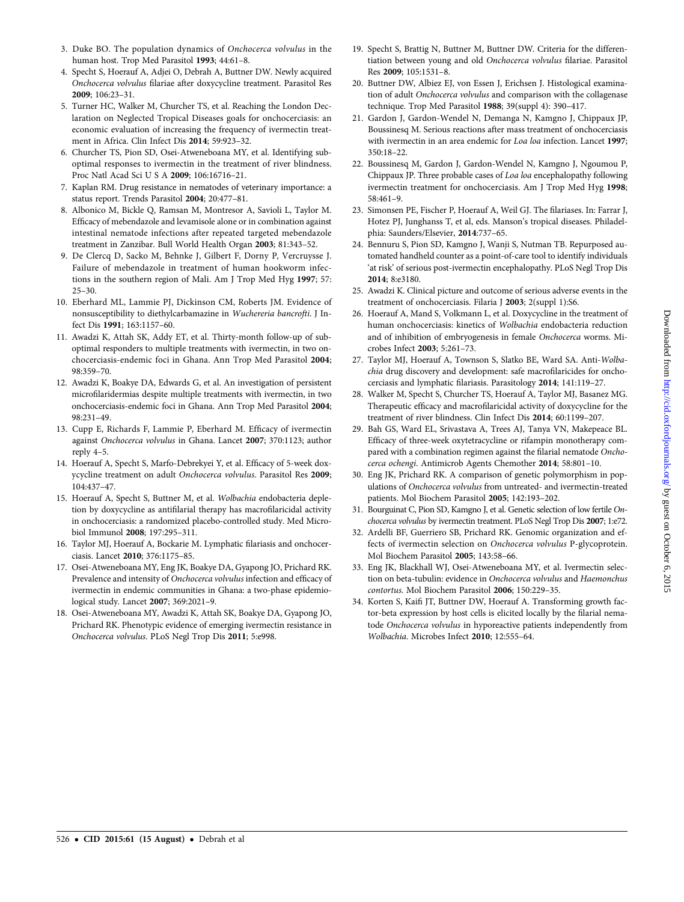3. Duke BO. The population dynamics of *Onchocerca volvulus* in the human host. Trop Med Parasitol **1993**; 44:61–8.
4. Specht S, Hoerauf A, Adjei O, Debrah A, Buttner DW. Newly acquired *Onchocerca volvulus* filariae after doxycycline treatment. Parasitol Res **2009**; 106:23–31.
5. Turner HC, Walker M, Churcher TS, et al. Reaching the London Declaration on Neglected Tropical Diseases goals for onchocerciasis: an economic evaluation of increasing the frequency of ivermectin treatment in Africa. Clin Infect Dis **2014**; 59:923–32.
6. Churcher TS, Pion SD, Osei-Atweneboana MY, et al. Identifying suboptimal responses to ivermectin in the treatment of river blindness. Proc Natl Acad Sci U S A **2009**; 106:16716–21.
7. Kaplan RM. Drug resistance in nematodes of veterinary importance: a status report. Trends Parasitol **2004**; 20:477–81.
8. Albonico M, Bickle Q, Ramsan M, Montresor A, Savioli L, Taylor M. Efficacy of mebendazole and levamisole alone or in combination against intestinal nematode infections after repeated targeted mebendazole treatment in Zanzibar. Bull World Health Organ **2003**; 81:343–52.
9. De Clercq D, Sacko M, Behnke J, Gilbert F, Dorny P, Vercruysse J. Failure of mebendazole in treatment of human hookworm infections in the southern region of Mali. Am J Trop Med Hyg **1997**; 57:25–30.
10. Eberhard ML, Lammie PJ, Dickinson CM, Roberts JM. Evidence of nonsusceptibility to diethylcarbamazine in *Wuchereria bancrofti*. J Infect Dis **1991**; 163:1157–60.
11. Awadzi K, Attah SK, Addy ET, et al. Thirty-month follow-up of suboptimal responders to multiple treatments with ivermectin, in two onchocerciasis-endemic foci in Ghana. Ann Trop Med Parasitol **2004**; 98:359–70.
12. Awadzi K, Boakye DA, Edwards G, et al. An investigation of persistent microfilaridermias despite multiple treatments with ivermectin, in two onchocerciasis-endemic foci in Ghana. Ann Trop Med Parasitol **2004**; 98:231–49.
13. Cupp E, Richards F, Lammie P, Eberhard M. Efficacy of ivermectin against *Onchocerca volvulus* in Ghana. Lancet **2007**; 370:1123; author reply 4–5.
14. Hoerauf A, Specht S, Marfo-Debrekyei Y, et al. Efficacy of 5-week doxycycline treatment on adult *Onchocerca volvulus*. Parasitol Res **2009**; 104:437–47.
15. Hoerauf A, Specht S, Buttner M, et al. *Wolbachia* endobacteria depletion by doxycycline as antifilarial therapy has macrofilaricidal activity in onchocerciasis: a randomized placebo-controlled study. Med Microbiol Immunol **2008**; 197:295–311.
16. Taylor MJ, Hoerauf A, Bockarie M. Lymphatic filariasis and onchocerciasis. Lancet **2010**; 376:1175–85.
17. Osei-Atweneboana MY, Eng JK, Boakye DA, Gyapong JO, Prichard RK. Prevalence and intensity of *Onchocerca volvulus* infection and efficacy of ivermectin in endemic communities in Ghana: a two-phase epidemiological study. Lancet **2007**; 369:2021–9.
18. Osei-Atweneboana MY, Awadzi K, Attah SK, Boakye DA, Gyapong JO, Prichard RK. Phenotypic evidence of emerging ivermectin resistance in *Onchocerca volvulus*. PLoS Negl Trop Dis **2011**; 5:e998.
19. Specht S, Brattig N, Buttner M, Buttner DW. Criteria for the differentiation between young and old *Onchocerca volvulus* filariae. Parasitol Res **2009**; 105:1531–8.
20. Buttner DW, Albiez EJ, von Essen J, Erichsen J. Histological examination of adult *Onchocerca volvulus* and comparison with the collagenase technique. Trop Med Parasitol **1988**; 39(suppl 4): 390–417.
21. Gardon J, Gardon-Wendel N, Demanga N, Kamgno J, Chippaux JP, Boussinesq M. Serious reactions after mass treatment of onchocerciasis with ivermectin in an area endemic for *Loa loa* infection. Lancet **1997**; 350:18–22.
22. Boussinesq M, Gardon J, Gardon-Wendel N, Kamgno J, Ngoumou P, Chippaux JP. Three probable cases of *Loa loa* encephalopathy following ivermectin treatment for onchocerciasis. Am J Trop Med Hyg **1998**; 58:461–9.
23. Simonsen PE, Fischer P, Hoerauf A, Weil GJ. The filariases. In: Farrar J, Hotez PJ, Junghanss T, et al, eds. Manson's tropical diseases. Philadelphia: Saunders/Elsevier, **2014**:737–65.
24. Bennuru S, Pion SD, Kamgno J, Wanji S, Nutman TB. Repurposed automated handheld counter as a point-of-care tool to identify individuals 'at risk' of serious post-ivermectin encephalopathy. PLoS Negl Trop Dis **2014**; 8:e3180.
25. Awadzi K. Clinical picture and outcome of serious adverse events in the treatment of onchocerciasis. Filaria J **2003**; 2(suppl 1):S6.
26. Hoerauf A, Mand S, Volkmann L, et al. Doxycycline in the treatment of human onchocerciasis: kinetics of *Wolbachia* endobacteria reduction and of inhibition of embryogenesis in female *Onchocerca* worms. Microbes Infect **2003**; 5:261–73.
27. Taylor MJ, Hoerauf A, Townson S, Slatko BE, Ward SA. Anti-*Wolbachia* drug discovery and development: safe macrofilaricides for onchocerciasis and lymphatic filariasis. Parasitology **2014**; 141:119–27.
28. Walker M, Specht S, Churcher TS, Hoerauf A, Taylor MJ, Basanez MG. Therapeutic efficacy and macrofilaricidal activity of doxycycline for the treatment of river blindness. Clin Infect Dis **2014**; 60:1199–207.
29. Bah GS, Ward EL, Srivastava A, Trees AJ, Tanya VN, Makepeace BL. Efficacy of three-week oxytetracycline or rifampin monotherapy compared with a combination regimen against the filarial nematode *Onchocerca ochengi*. Antimicrob Agents Chemother **2014**; 58:801–10.
30. Eng JK, Prichard RK. A comparison of genetic polymorphism in populations of *Onchocerca volvulus* from untreated- and ivermectin-treated patients. Mol Biochem Parasitol **2005**; 142:193–202.
31. Bourguinat C, Pion SD, Kamgno J, et al. Genetic selection of low fertile *Onchocerca volvulus* by ivermectin treatment. PLoS Negl Trop Dis **2007**; 1:e72.
32. Ardelli BF, Guerriero SB, Prichard RK. Genomic organization and effects of ivermectin selection on *Onchocerca volvulus* P-glycoprotein. Mol Biochem Parasitol **2005**; 143:58–66.
33. Eng JK, Blackhall WJ, Osei-Atweneboana MY, et al. Ivermectin selection on beta-tubulin: evidence in *Onchocerca volvulus* and *Haemonchus contortus*. Mol Biochem Parasitol **2006**; 150:229–35.
34. Korten S, Kaifi JT, Buttner DW, Hoerauf A. Transforming growth factor-beta expression by host cells is elicited locally by the filarial nematode *Onchocerca volvulus* in hyporeactive patients independently from *Wolbachia*. Microbes Infect **2010**; 12:555–64.